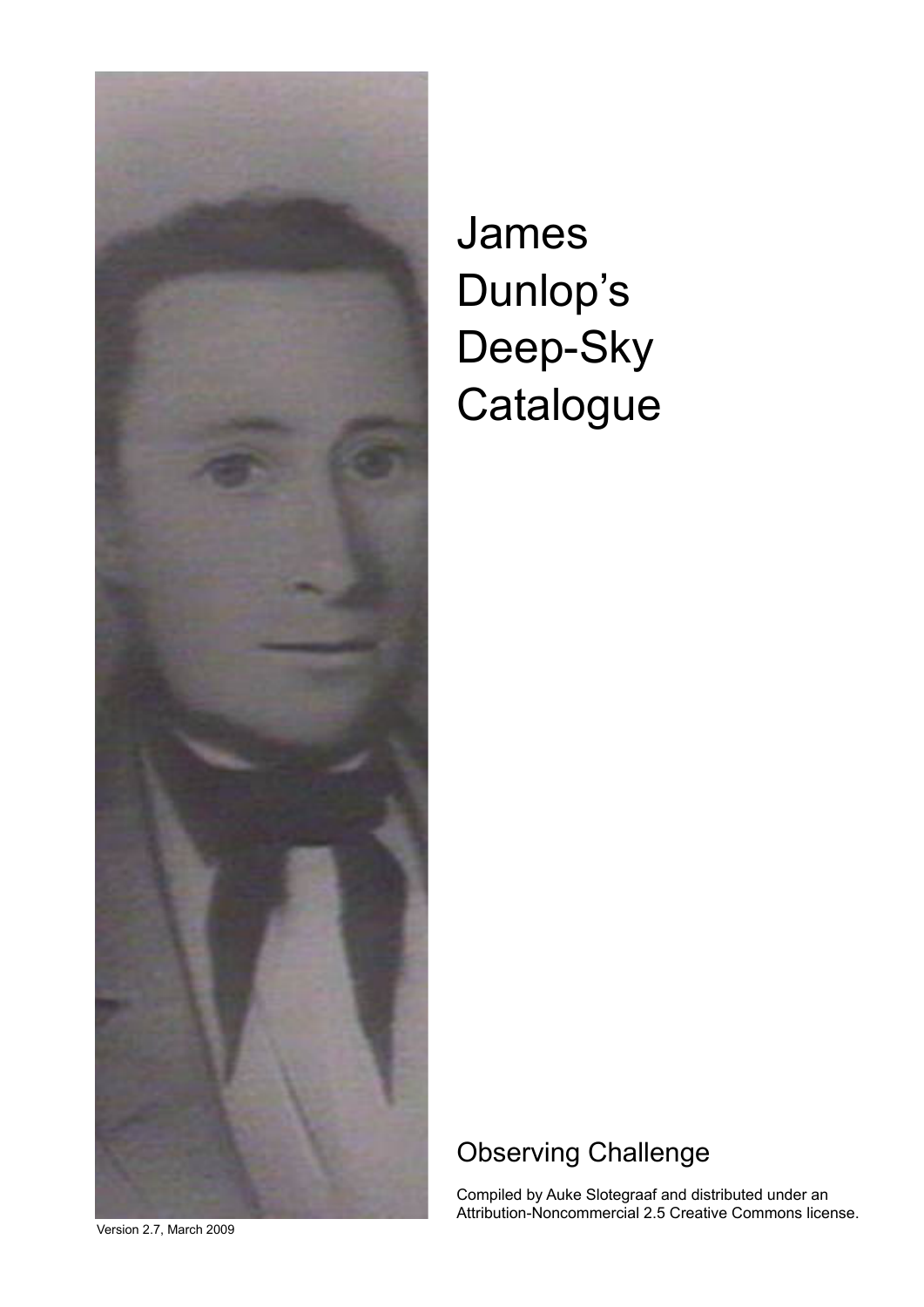# James Dunlop's Deep-Sky Catalogue

## Observing Challenge

Compiled by Auke Slotegraaf and distributed under an Attribution-Noncommercial 2.5 Creative Commons license.

Version 2.7, March 2009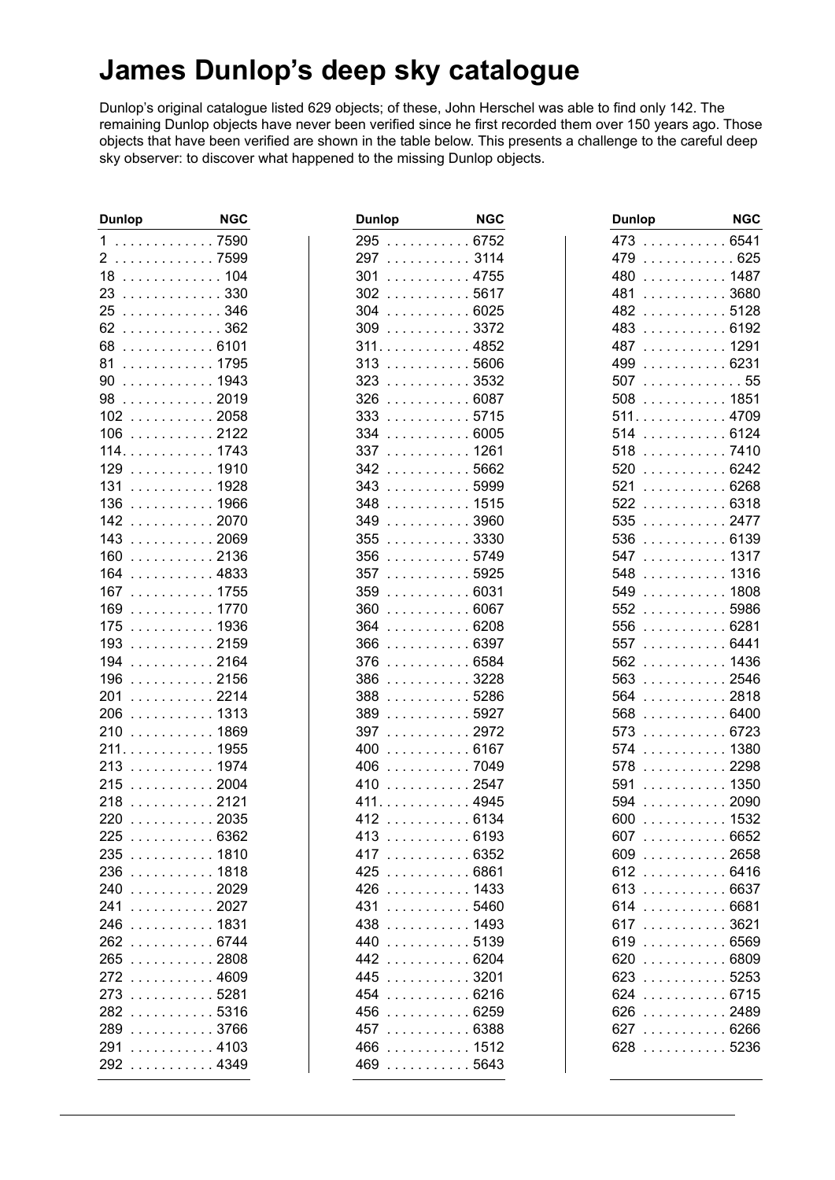# James Dunlop's deep sky catalogue

Dunlop's original catalogue listed 629 objects; of these, John Herschel was able to find only 142. The remaining Dunlop objects have never been verified since he first recorded them over 150 years ago. Those objects that have been verified are shown in the table below. This presents a challenge to the careful deep sky observer: to discover what happened to the missing Dunlop objects.

| Dunlop | NGC |
|---|---|
| 1 | 7590 |
| 2 | 7599 |
| 18 | 104 |
| 23 | 330 |
| 25 | 346 |
| 62 | 362 |
| 68 | 6101 |
| 81 | 1795 |
| 90 | 1943 |
| 98 | 2019 |
| 102 | 2058 |
| 106 | 2122 |
| 114 | 1743 |
| 129 | 1910 |
| 131 | 1928 |
| 136 | 1966 |
| 142 | 2070 |
| 143 | 2069 |
| 160 | 2136 |
| 164 | 4833 |
| 167 | 1755 |
| 169 | 1770 |
| 175 | 1936 |
| 193 | 2159 |
| 194 | 2164 |
| 196 | 2156 |
| 201 | 2214 |
| 206 | 1313 |
| 210 | 1869 |
| 211 | 1955 |
| 213 | 1974 |
| 215 | 2004 |
| 218 | 2121 |
| 220 | 2035 |
| 225 | 6362 |
| 235 | 1810 |
| 236 | 1818 |
| 240 | 2029 |
| 241 | 2027 |
| 246 | 1831 |
| 262 | 6744 |
| 265 | 2808 |
| 272 | 4609 |
| 273 | 5281 |
| 282 | 5316 |
| 289 | 3766 |
| 291 | 4103 |
| 292 | 4349 |
| 295 | 6752 |
| 297 | 3114 |
| 301 | 4755 |
| 302 | 5617 |
| 304 | 6025 |
| 309 | 3372 |
| 311 | 4852 |
| 313 | 5606 |
| 323 | 3532 |
| 326 | 6087 |
| 333 | 5715 |
| 334 | 6005 |
| 337 | 1261 |
| 342 | 5662 |
| 343 | 5999 |
| 348 | 1515 |
| 349 | 3960 |
| 355 | 3330 |
| 356 | 5749 |
| 357 | 5925 |
| 359 | 6031 |
| 360 | 6067 |
| 364 | 6208 |
| 366 | 6397 |
| 376 | 6584 |
| 386 | 3228 |
| 388 | 5286 |
| 389 | 5927 |
| 397 | 2972 |
| 400 | 6167 |
| 406 | 7049 |
| 410 | 2547 |
| 411 | 4945 |
| 412 | 6134 |
| 413 | 6193 |
| 417 | 6352 |
| 425 | 6861 |
| 426 | 1433 |
| 431 | 5460 |
| 438 | 1493 |
| 440 | 5139 |
| 442 | 6204 |
| 445 | 3201 |
| 454 | 6216 |
| 456 | 6259 |
| 457 | 6388 |
| 466 | 1512 |
| 469 | 5643 |
| 473 | 6541 |
| 479 | 625 |
| 480 | 1487 |
| 481 | 3680 |
| 482 | 5128 |
| 483 | 6192 |
| 487 | 1291 |
| 499 | 6231 |
| 507 | 55 |
| 508 | 1851 |
| 511 | 4709 |
| 514 | 6124 |
| 518 | 7410 |
| 520 | 6242 |
| 521 | 6268 |
| 522 | 6318 |
| 535 | 2477 |
| 536 | 6139 |
| 547 | 1317 |
| 548 | 1316 |
| 549 | 1808 |
| 552 | 5986 |
| 556 | 6281 |
| 557 | 6441 |
| 562 | 1436 |
| 563 | 2546 |
| 564 | 2818 |
| 568 | 6400 |
| 573 | 6723 |
| 574 | 1380 |
| 578 | 2298 |
| 591 | 1350 |
| 594 | 2090 |
| 600 | 1532 |
| 607 | 6652 |
| 609 | 2658 |
| 612 | 6416 |
| 613 | 6637 |
| 614 | 6681 |
| 617 | 3621 |
| 619 | 6569 |
| 620 | 6809 |
| 623 | 5253 |
| 624 | 6715 |
| 626 | 2489 |
| 627 | 6266 |
| 628 | 5236 |